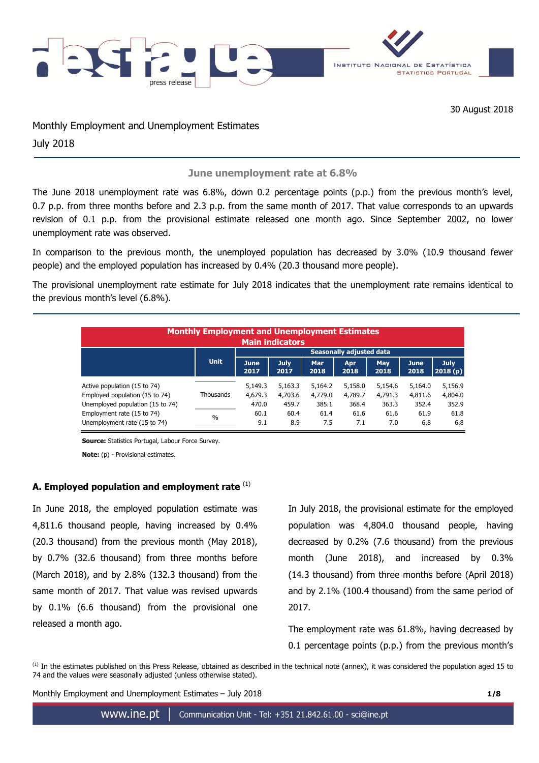30 August 2018

Monthly Employment and Unemployment Estimates

July 2018

## June unemployment rate at 6.8%

The June 2018 unemployment rate was 6.8%, down 0.2 percentage points (p.p.) from the previous month's level, 0.7 p.p. from three months before and 2.3 p.p. from the same month of 2017. That value corresponds to an upwards revision of 0.1 p.p. from the provisional estimate released one month ago. Since September 2002, no lower unemployment rate was observed.

In comparison to the previous month, the unemployed population has decreased by 3.0% (10.9 thousand fewer people) and the employed population has increased by 0.4% (20.3 thousand more people).

The provisional unemployment rate estimate for July 2018 indicates that the unemployment rate remains identical to the previous month's level (6.8%).

**Monthly Employment and Unemployment Estimates**
**Main indicators**

| | Unit | Seasonally adjusted data | | | | | | |
|---|---|---|---|---|---|---|---|---|
| | | June 2017 | July 2017 | Mar 2018 | Apr 2018 | May 2018 | June 2018 | July 2018 (p) |
| Active population (15 to 74) | Thousands | 5,149.3 | 5,163.3 | 5,164.2 | 5,158.0 | 5,154.6 | 5,164.0 | 5,156.9 |
| Employed population (15 to 74) | Thousands | 4,679.3 | 4,703.6 | 4,779.0 | 4,789.7 | 4,791.3 | 4,811.6 | 4,804.0 |
| Unemployed population (15 to 74) | Thousands | 470.0 | 459.7 | 385.1 | 368.4 | 363.3 | 352.4 | 352.9 |
| Employment rate (15 to 74) | % | 60.1 | 60.4 | 61.4 | 61.6 | 61.6 | 61.9 | 61.8 |
| Unemployment rate (15 to 74) | % | 9.1 | 8.9 | 7.5 | 7.1 | 7.0 | 6.8 | 6.8 |

**Source:** Statistics Portugal, Labour Force Survey.

**Note:** (p) - Provisional estimates.

### A. Employed population and employment rate [1]

In June 2018, the employed population estimate was 4,811.6 thousand people, having increased by 0.4% (20.3 thousand) from the previous month (May 2018), by 0.7% (32.6 thousand) from three months before (March 2018), and by 2.8% (132.3 thousand) from the same month of 2017. That value was revised upwards by 0.1% (6.6 thousand) from the provisional one released a month ago.

In July 2018, the provisional estimate for the employed population was 4,804.0 thousand people, having decreased by 0.2% (7.6 thousand) from the previous month (June 2018), and increased by 0.3% (14.3 thousand) from three months before (April 2018) and by 2.1% (100.4 thousand) from the same period of 2017.

The employment rate was 61.8%, having decreased by 0.1 percentage points (p.p.) from the previous month's

[1] In the estimates published on this Press Release, obtained as described in the technical note (annex), it was considered the population aged 15 to 74 and the values were seasonally adjusted (unless otherwise stated).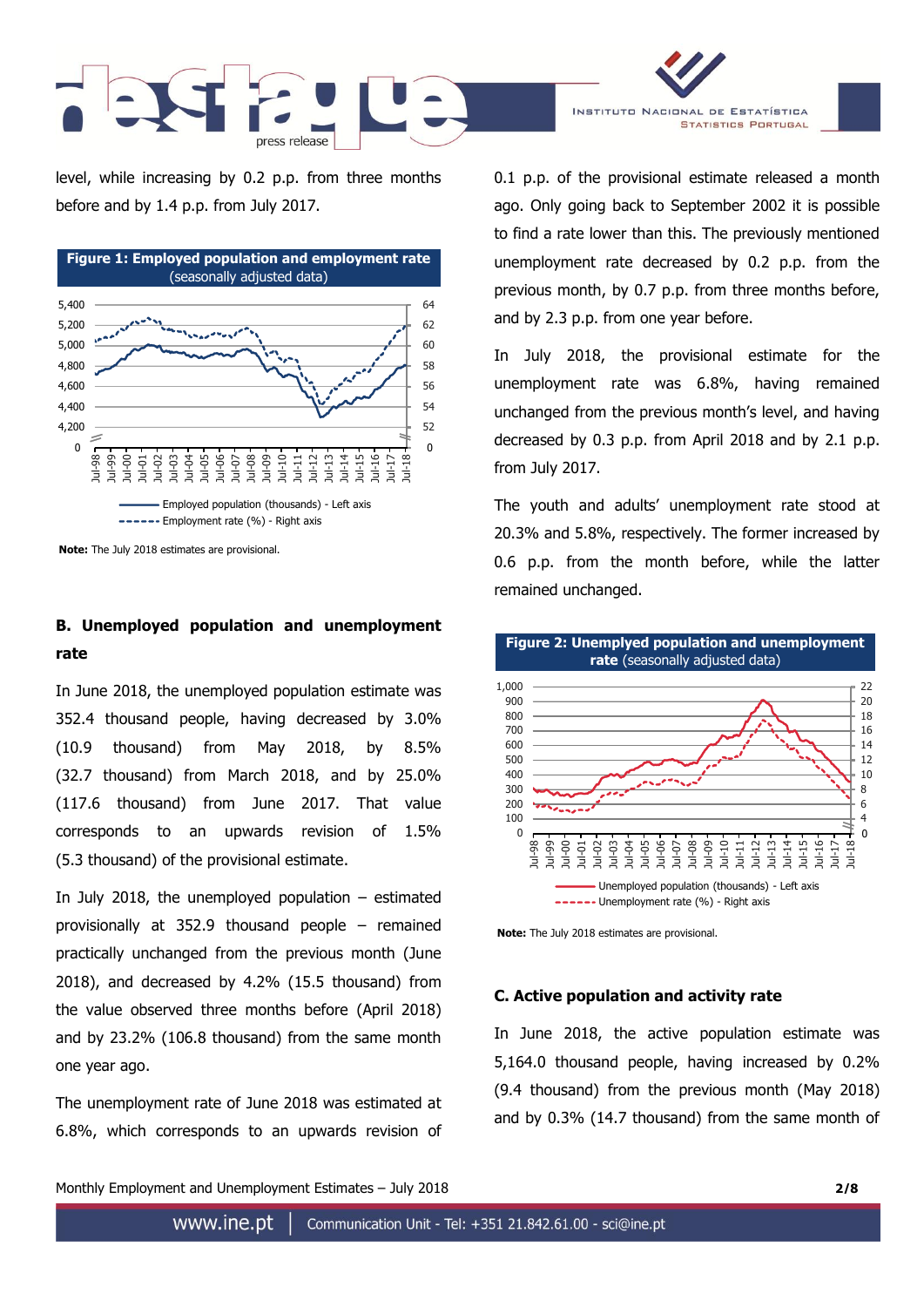level, while increasing by 0.2 p.p. from three months before and by 1.4 p.p. from July 2017.

**Figure 1: Employed population and employment rate** (seasonally adjusted data)

Note: The July 2018 estimates are provisional.

### B. Unemployed population and unemployment rate

In June 2018, the unemployed population estimate was 352.4 thousand people, having decreased by 3.0% (10.9 thousand) from May 2018, by 8.5% (32.7 thousand) from March 2018, and by 25.0% (117.6 thousand) from June 2017. That value corresponds to an upwards revision of 1.5% (5.3 thousand) of the provisional estimate.

In July 2018, the unemployed population – estimated provisionally at 352.9 thousand people – remained practically unchanged from the previous month (June 2018), and decreased by 4.2% (15.5 thousand) from the value observed three months before (April 2018) and by 23.2% (106.8 thousand) from the same month one year ago.

The unemployment rate of June 2018 was estimated at 6.8%, which corresponds to an upwards revision of 0.1 p.p. of the provisional estimate released a month ago. Only going back to September 2002 it is possible to find a rate lower than this. The previously mentioned unemployment rate decreased by 0.2 p.p. from the previous month, by 0.7 p.p. from three months before, and by 2.3 p.p. from one year before.

In July 2018, the provisional estimate for the unemployment rate was 6.8%, having remained unchanged from the previous month's level, and having decreased by 0.3 p.p. from April 2018 and by 2.1 p.p. from July 2017.

The youth and adults' unemployment rate stood at 20.3% and 5.8%, respectively. The former increased by 0.6 p.p. from the month before, while the latter remained unchanged.

**Figure 2: Unemplyed population and unemployment rate** (seasonally adjusted data)

Note: The July 2018 estimates are provisional.

### C. Active population and activity rate

In June 2018, the active population estimate was 5,164.0 thousand people, having increased by 0.2% (9.4 thousand) from the previous month (May 2018) and by 0.3% (14.7 thousand) from the same month of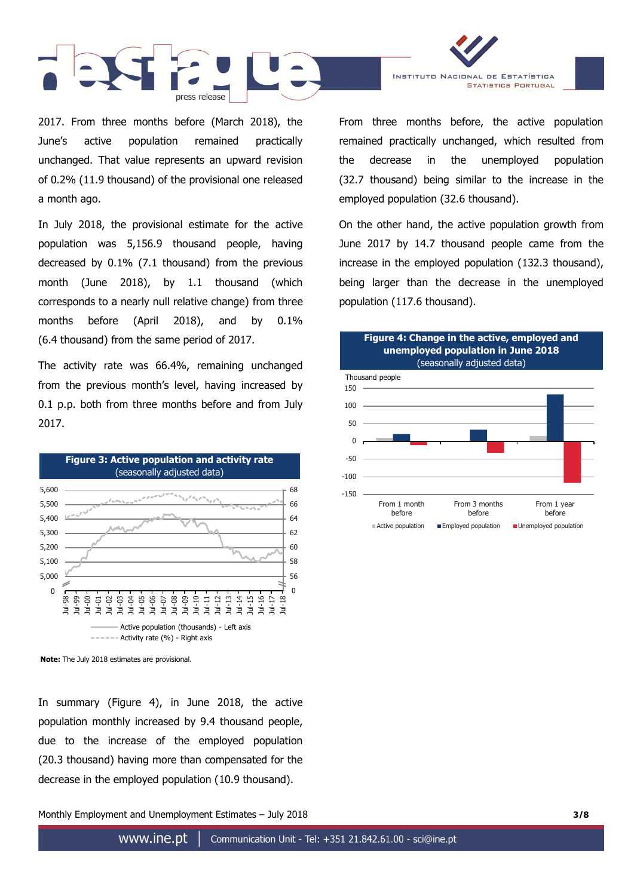2017. From three months before (March 2018), the June's active population remained practically unchanged. That value represents an upward revision of 0.2% (11.9 thousand) of the provisional one released a month ago.

In July 2018, the provisional estimate for the active population was 5,156.9 thousand people, having decreased by 0.1% (7.1 thousand) from the previous month (June 2018), by 1.1 thousand (which corresponds to a nearly null relative change) from three months before (April 2018), and by 0.1% (6.4 thousand) from the same period of 2017.

The activity rate was 66.4%, remaining unchanged from the previous month's level, having increased by 0.1 p.p. both from three months before and from July 2017.

**Figure 3: Active population and activity rate**
(seasonally adjusted data)

**Note:** The July 2018 estimates are provisional.

In summary (Figure 4), in June 2018, the active population monthly increased by 9.4 thousand people, due to the increase of the employed population (20.3 thousand) having more than compensated for the decrease in the employed population (10.9 thousand).

From three months before, the active population remained practically unchanged, which resulted from the decrease in the unemployed population (32.7 thousand) being similar to the increase in the employed population (32.6 thousand).

On the other hand, the active population growth from June 2017 by 14.7 thousand people came from the increase in the employed population (132.3 thousand), being larger than the decrease in the unemployed population (117.6 thousand).

**Figure 4: Change in the active, employed and unemployed population in June 2018**
(seasonally adjusted data)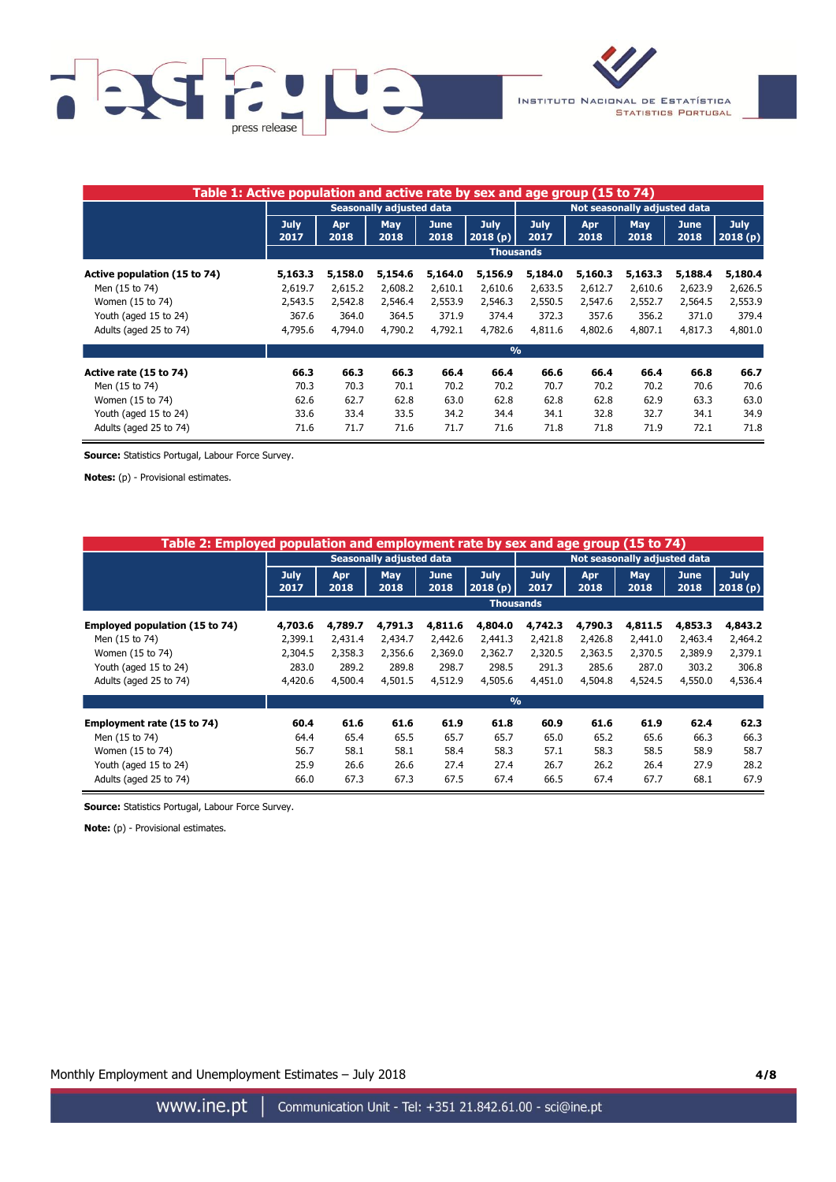**Table 1: Active population and active rate by sex and age group (15 to 74)**

| | Seasonally adjusted data | | | | | Not seasonally adjusted data | | | | |
|---|---|---|---|---|---|---|---|---|---|---|
| | July 2017 | Apr 2018 | May 2018 | June 2018 | July 2018 (p) | July 2017 | Apr 2018 | May 2018 | June 2018 | July 2018 (p) |
| | Thousands | | | | | | | | | |
| **Active population (15 to 74)** | **5,163.3** | **5,158.0** | **5,154.6** | **5,164.0** | **5,156.9** | **5,184.0** | **5,160.3** | **5,163.3** | **5,188.4** | **5,180.4** |
| Men (15 to 74) | 2,619.7 | 2,615.2 | 2,608.2 | 2,610.1 | 2,610.6 | 2,633.5 | 2,612.7 | 2,610.6 | 2,623.9 | 2,626.5 |
| Women (15 to 74) | 2,543.5 | 2,542.8 | 2,546.4 | 2,553.9 | 2,546.3 | 2,550.5 | 2,547.6 | 2,552.7 | 2,564.5 | 2,553.9 |
| Youth (aged 15 to 24) | 367.6 | 364.0 | 364.5 | 371.9 | 374.4 | 372.3 | 357.6 | 356.2 | 371.0 | 379.4 |
| Adults (aged 25 to 74) | 4,795.6 | 4,794.0 | 4,790.2 | 4,792.1 | 4,782.6 | 4,811.6 | 4,802.6 | 4,807.1 | 4,817.3 | 4,801.0 |
| | % | | | | | | | | | |
| **Active rate (15 to 74)** | **66.3** | **66.3** | **66.3** | **66.4** | **66.4** | **66.6** | **66.4** | **66.4** | **66.8** | **66.7** |
| Men (15 to 74) | 70.3 | 70.3 | 70.1 | 70.2 | 70.2 | 70.7 | 70.2 | 70.2 | 70.6 | 70.6 |
| Women (15 to 74) | 62.6 | 62.7 | 62.8 | 63.0 | 62.8 | 62.8 | 62.8 | 62.9 | 63.3 | 63.0 |
| Youth (aged 15 to 24) | 33.6 | 33.4 | 33.5 | 34.2 | 34.4 | 34.1 | 32.8 | 32.7 | 34.1 | 34.9 |
| Adults (aged 25 to 74) | 71.6 | 71.7 | 71.6 | 71.7 | 71.6 | 71.8 | 71.8 | 71.9 | 72.1 | 71.8 |

**Source:** Statistics Portugal, Labour Force Survey.

**Notes:** (p) - Provisional estimates.

**Table 2: Employed population and employment rate by sex and age group (15 to 74)**

| | Seasonally adjusted data | | | | | Not seasonally adjusted data | | | | |
|---|---|---|---|---|---|---|---|---|---|---|
| | July 2017 | Apr 2018 | May 2018 | June 2018 | July 2018 (p) | July 2017 | Apr 2018 | May 2018 | June 2018 | July 2018 (p) |
| | Thousands | | | | | | | | | |
| **Employed population (15 to 74)** | **4,703.6** | **4,789.7** | **4,791.3** | **4,811.6** | **4,804.0** | **4,742.3** | **4,790.3** | **4,811.5** | **4,853.3** | **4,843.2** |
| Men (15 to 74) | 2,399.1 | 2,431.4 | 2,434.7 | 2,442.6 | 2,441.3 | 2,421.8 | 2,426.8 | 2,441.0 | 2,463.4 | 2,464.2 |
| Women (15 to 74) | 2,304.5 | 2,358.3 | 2,356.6 | 2,369.0 | 2,362.7 | 2,320.5 | 2,363.5 | 2,370.5 | 2,389.9 | 2,379.1 |
| Youth (aged 15 to 24) | 283.0 | 289.2 | 289.8 | 298.7 | 298.5 | 291.3 | 285.6 | 287.0 | 303.2 | 306.8 |
| Adults (aged 25 to 74) | 4,420.6 | 4,500.4 | 4,501.5 | 4,512.9 | 4,505.6 | 4,451.0 | 4,504.8 | 4,524.5 | 4,550.0 | 4,536.4 |
| | % | | | | | | | | | |
| **Employment rate (15 to 74)** | **60.4** | **61.6** | **61.6** | **61.9** | **61.8** | **60.9** | **61.6** | **61.9** | **62.4** | **62.3** |
| Men (15 to 74) | 64.4 | 65.4 | 65.5 | 65.7 | 65.7 | 65.0 | 65.2 | 65.6 | 66.3 | 66.3 |
| Women (15 to 74) | 56.7 | 58.1 | 58.1 | 58.4 | 58.3 | 57.1 | 58.3 | 58.5 | 58.9 | 58.7 |
| Youth (aged 15 to 24) | 25.9 | 26.6 | 26.6 | 27.4 | 27.4 | 26.7 | 26.2 | 26.4 | 27.9 | 28.2 |
| Adults (aged 25 to 74) | 66.0 | 67.3 | 67.3 | 67.5 | 67.4 | 66.5 | 67.4 | 67.7 | 68.1 | 67.9 |

**Source:** Statistics Portugal, Labour Force Survey.

**Note:** (p) - Provisional estimates.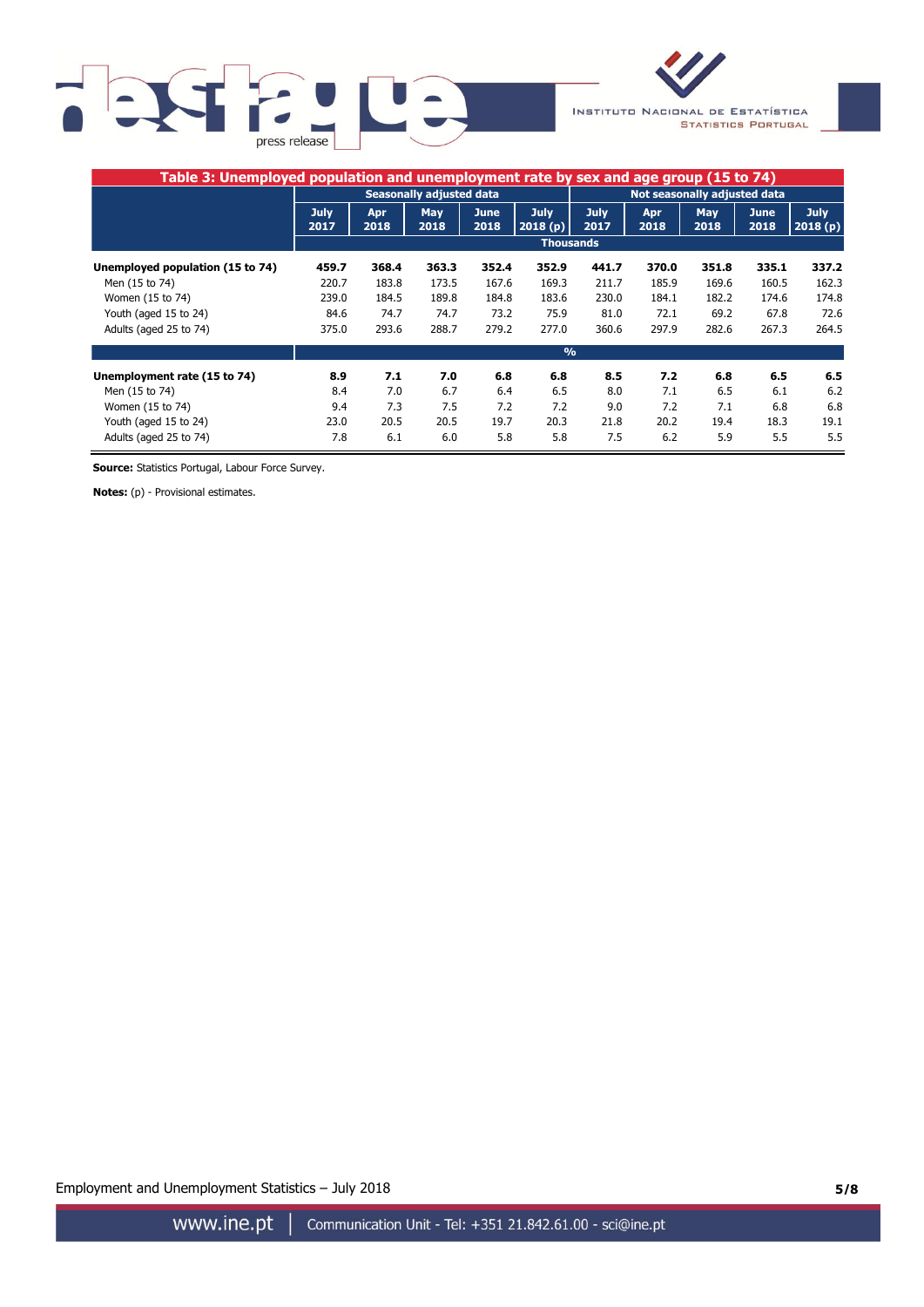### Table 3: Unemployed population and unemployment rate by sex and age group (15 to 74)

| | Seasonally adjusted data | | | | | Not seasonally adjusted data | | | | |
|---|---|---|---|---|---|---|---|---|---|---|
| | July 2017 | Apr 2018 | May 2018 | June 2018 | July 2018 (p) | July 2017 | Apr 2018 | May 2018 | June 2018 | July 2018 (p) |
| | Thousands | | | | | | | | | |
| **Unemployed population (15 to 74)** | **459.7** | **368.4** | **363.3** | **352.4** | **352.9** | **441.7** | **370.0** | **351.8** | **335.1** | **337.2** |
| Men (15 to 74) | 220.7 | 183.8 | 173.5 | 167.6 | 169.3 | 211.7 | 185.9 | 169.6 | 160.5 | 162.3 |
| Women (15 to 74) | 239.0 | 184.5 | 189.8 | 184.8 | 183.6 | 230.0 | 184.1 | 182.2 | 174.6 | 174.8 |
| Youth (aged 15 to 24) | 84.6 | 74.7 | 74.7 | 73.2 | 75.9 | 81.0 | 72.1 | 69.2 | 67.8 | 72.6 |
| Adults (aged 25 to 74) | 375.0 | 293.6 | 288.7 | 279.2 | 277.0 | 360.6 | 297.9 | 282.6 | 267.3 | 264.5 |
| | % | | | | | | | | | |
| **Unemployment rate (15 to 74)** | **8.9** | **7.1** | **7.0** | **6.8** | **6.8** | **8.5** | **7.2** | **6.8** | **6.5** | **6.5** |
| Men (15 to 74) | 8.4 | 7.0 | 6.7 | 6.4 | 6.5 | 8.0 | 7.1 | 6.5 | 6.1 | 6.2 |
| Women (15 to 74) | 9.4 | 7.3 | 7.5 | 7.2 | 7.2 | 9.0 | 7.2 | 7.1 | 6.8 | 6.8 |
| Youth (aged 15 to 24) | 23.0 | 20.5 | 20.5 | 19.7 | 20.3 | 21.8 | 20.2 | 19.4 | 18.3 | 19.1 |
| Adults (aged 25 to 74) | 7.8 | 6.1 | 6.0 | 5.8 | 5.8 | 7.5 | 6.2 | 5.9 | 5.5 | 5.5 |

**Source:** Statistics Portugal, Labour Force Survey.

**Notes:** (p) - Provisional estimates.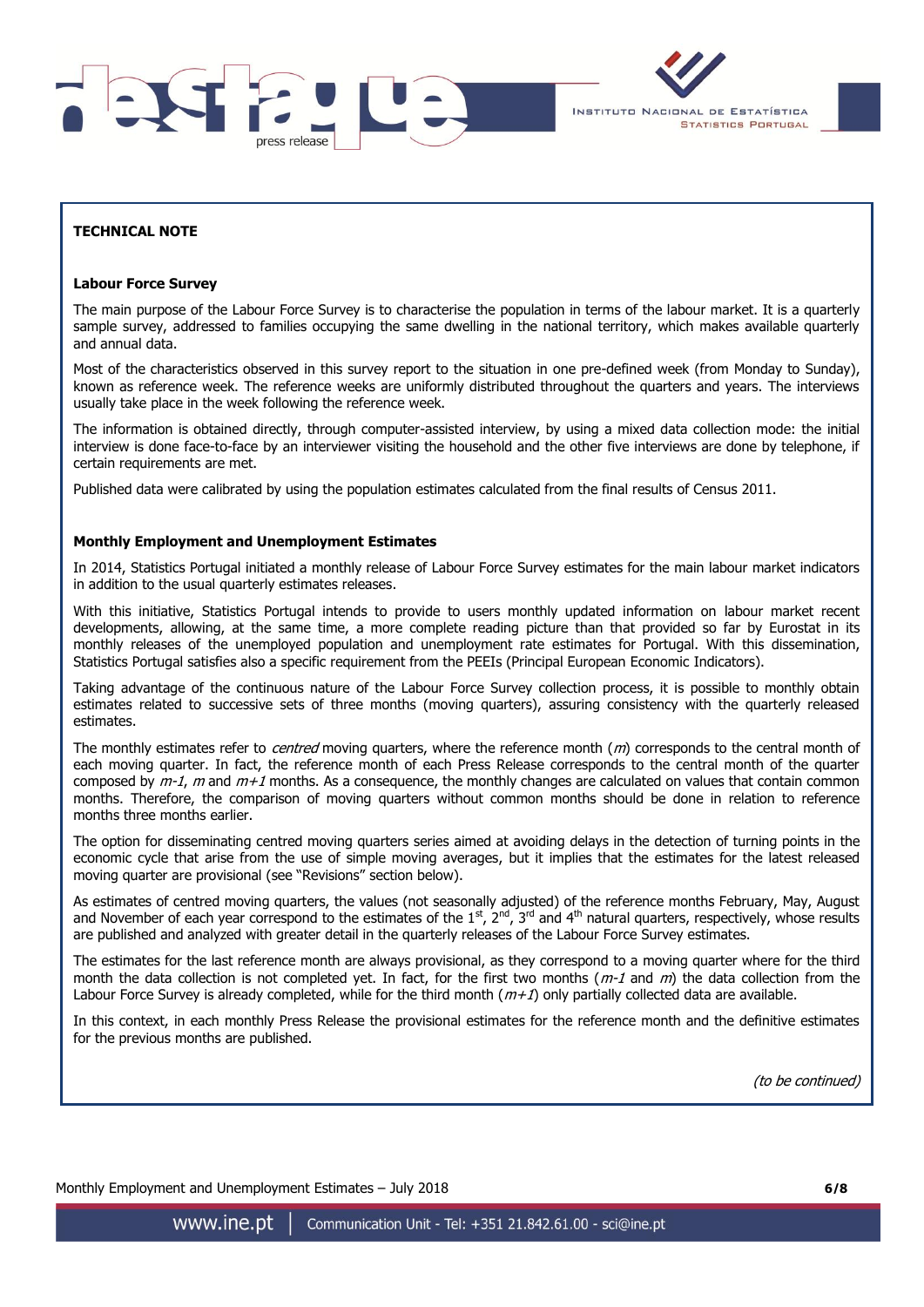## TECHNICAL NOTE

### Labour Force Survey

The main purpose of the Labour Force Survey is to characterise the population in terms of the labour market. It is a quarterly sample survey, addressed to families occupying the same dwelling in the national territory, which makes available quarterly and annual data.

Most of the characteristics observed in this survey report to the situation in one pre-defined week (from Monday to Sunday), known as reference week. The reference weeks are uniformly distributed throughout the quarters and years. The interviews usually take place in the week following the reference week.

The information is obtained directly, through computer-assisted interview, by using a mixed data collection mode: the initial interview is done face-to-face by an interviewer visiting the household and the other five interviews are done by telephone, if certain requirements are met.

Published data were calibrated by using the population estimates calculated from the final results of Census 2011.

### Monthly Employment and Unemployment Estimates

In 2014, Statistics Portugal initiated a monthly release of Labour Force Survey estimates for the main labour market indicators in addition to the usual quarterly estimates releases.

With this initiative, Statistics Portugal intends to provide to users monthly updated information on labour market recent developments, allowing, at the same time, a more complete reading picture than that provided so far by Eurostat in its monthly releases of the unemployed population and unemployment rate estimates for Portugal. With this dissemination, Statistics Portugal satisfies also a specific requirement from the PEEIs (Principal European Economic Indicators).

Taking advantage of the continuous nature of the Labour Force Survey collection process, it is possible to monthly obtain estimates related to successive sets of three months (moving quarters), assuring consistency with the quarterly released estimates.

The monthly estimates refer to *centred* moving quarters, where the reference month ($m$) corresponds to the central month of each moving quarter. In fact, the reference month of each Press Release corresponds to the central month of the quarter composed by $m-1$, $m$ and $m+1$ months. As a consequence, the monthly changes are calculated on values that contain common months. Therefore, the comparison of moving quarters without common months should be done in relation to reference months three months earlier.

The option for disseminating centred moving quarters series aimed at avoiding delays in the detection of turning points in the economic cycle that arise from the use of simple moving averages, but it implies that the estimates for the latest released moving quarter are provisional (see "Revisions" section below).

As estimates of centred moving quarters, the values (not seasonally adjusted) of the reference months February, May, August and November of each year correspond to the estimates of the 1st, 2nd, 3rd and 4th natural quarters, respectively, whose results are published and analyzed with greater detail in the quarterly releases of the Labour Force Survey estimates.

The estimates for the last reference month are always provisional, as they correspond to a moving quarter where for the third month the data collection is not completed yet. In fact, for the first two months ($m-1$ and $m$) the data collection from the Labour Force Survey is already completed, while for the third month ($m+1$) only partially collected data are available.

In this context, in each monthly Press Release the provisional estimates for the reference month and the definitive estimates for the previous months are published.

*(to be continued)*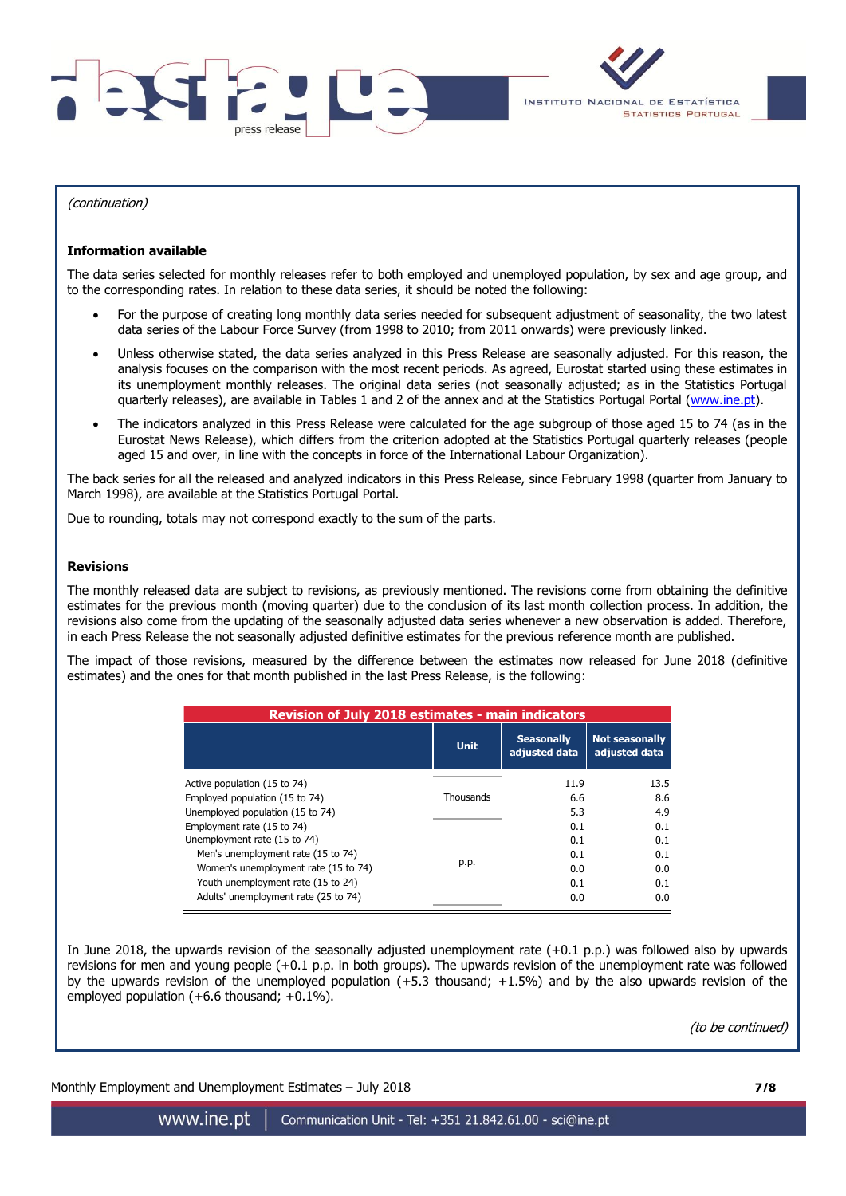*(continuation)*

**Information available**

The data series selected for monthly releases refer to both employed and unemployed population, by sex and age group, and to the corresponding rates. In relation to these data series, it should be noted the following:

- For the purpose of creating long monthly data series needed for subsequent adjustment of seasonality, the two latest data series of the Labour Force Survey (from 1998 to 2010; from 2011 onwards) were previously linked.
- Unless otherwise stated, the data series analyzed in this Press Release are seasonally adjusted. For this reason, the analysis focuses on the comparison with the most recent periods. As agreed, Eurostat started using these estimates in its unemployment monthly releases. The original data series (not seasonally adjusted; as in the Statistics Portugal quarterly releases), are available in Tables 1 and 2 of the annex and at the Statistics Portugal Portal (www.ine.pt).
- The indicators analyzed in this Press Release were calculated for the age subgroup of those aged 15 to 74 (as in the Eurostat News Release), which differs from the criterion adopted at the Statistics Portugal quarterly releases (people aged 15 and over, in line with the concepts in force of the International Labour Organization).

The back series for all the released and analyzed indicators in this Press Release, since February 1998 (quarter from January to March 1998), are available at the Statistics Portugal Portal.

Due to rounding, totals may not correspond exactly to the sum of the parts.

**Revisions**

The monthly released data are subject to revisions, as previously mentioned. The revisions come from obtaining the definitive estimates for the previous month (moving quarter) due to the conclusion of its last month collection process. In addition, the revisions also come from the updating of the seasonally adjusted data series whenever a new observation is added. Therefore, in each Press Release the not seasonally adjusted definitive estimates for the previous reference month are published.

The impact of those revisions, measured by the difference between the estimates now released for June 2018 (definitive estimates) and the ones for that month published in the last Press Release, is the following:

**Revision of July 2018 estimates - main indicators**

| | Unit | Seasonally adjusted data | Not seasonally adjusted data |
|---|---|---|---|
| Active population (15 to 74) | Thousands | 11.9 | 13.5 |
| Employed population (15 to 74) | Thousands | 6.6 | 8.6 |
| Unemployed population (15 to 74) | Thousands | 5.3 | 4.9 |
| Employment rate (15 to 74) | p.p. | 0.1 | 0.1 |
| Unemployment rate (15 to 74) | p.p. | 0.1 | 0.1 |
| Men's unemployment rate (15 to 74) | p.p. | 0.1 | 0.1 |
| Women's unemployment rate (15 to 74) | p.p. | 0.0 | 0.0 |
| Youth unemployment rate (15 to 24) | p.p. | 0.1 | 0.1 |
| Adults' unemployment rate (25 to 74) | p.p. | 0.0 | 0.0 |

In June 2018, the upwards revision of the seasonally adjusted unemployment rate (+0.1 p.p.) was followed also by upwards revisions for men and young people (+0.1 p.p. in both groups). The upwards revision of the unemployment rate was followed by the upwards revision of the unemployed population (+5.3 thousand; +1.5%) and by the also upwards revision of the employed population (+6.6 thousand; +0.1%).

*(to be continued)*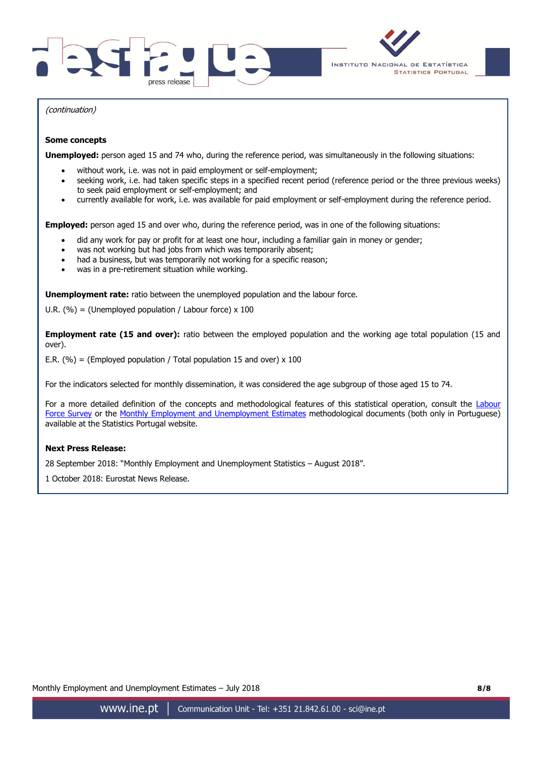*(continuation)*

**Some concepts**

**Unemployed:** person aged 15 and 74 who, during the reference period, was simultaneously in the following situations:

- without work, i.e. was not in paid employment or self-employment;
- seeking work, i.e. had taken specific steps in a specified recent period (reference period or the three previous weeks) to seek paid employment or self-employment; and
- currently available for work, i.e. was available for paid employment or self-employment during the reference period.

**Employed:** person aged 15 and over who, during the reference period, was in one of the following situations:

- did any work for pay or profit for at least one hour, including a familiar gain in money or gender;
- was not working but had jobs from which was temporarily absent;
- had a business, but was temporarily not working for a specific reason;
- was in a pre-retirement situation while working.

**Unemployment rate:** ratio between the unemployed population and the labour force.

U.R. (%) = (Unemployed population / Labour force) x 100

**Employment rate (15 and over):** ratio between the employed population and the working age total population (15 and over).

E.R. (%) = (Employed population / Total population 15 and over) x 100

For the indicators selected for monthly dissemination, it was considered the age subgroup of those aged 15 to 74.

For a more detailed definition of the concepts and methodological features of this statistical operation, consult the Labour Force Survey or the Monthly Employment and Unemployment Estimates methodological documents (both only in Portuguese) available at the Statistics Portugal website.

**Next Press Release:**

28 September 2018: “Monthly Employment and Unemployment Statistics – August 2018”.

1 October 2018: Eurostat News Release.